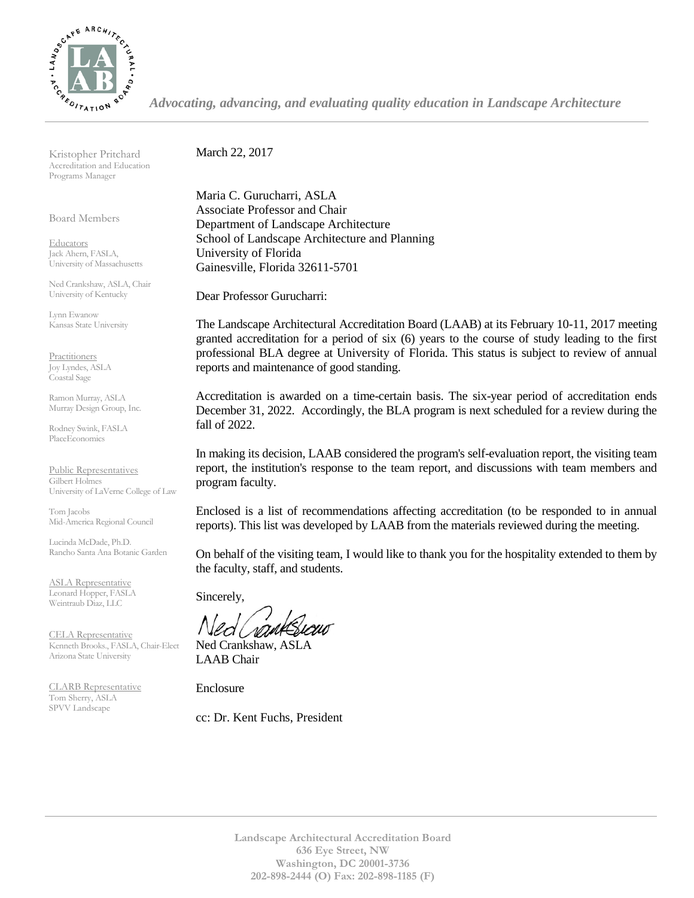*Advocating, advancing, and evaluating quality education in Landscape Architecture*

Kristopher Pritchard
Accreditation and Education Programs Manager

Board Members

Educators
Jack Ahern, FASLA,
University of Massachusetts

Ned Crankshaw, ASLA, Chair
University of Kentucky

Lynn Ewanow
Kansas State University

Practitioners
Joy Lyndes, ASLA
Coastal Sage

Ramon Murray, ASLA
Murray Design Group, Inc.

Rodney Swink, FASLA
PlaceEconomics

Public Representatives
Gilbert Holmes
University of LaVerne College of Law

Tom Jacobs
Mid-America Regional Council

Lucinda McDade, Ph.D.
Rancho Santa Ana Botanic Garden

ASLA Representative
Leonard Hopper, FASLA
Weintraub Diaz, LLC

CELA Representative
Kenneth Brooks., FASLA, Chair-Elect
Arizona State University

CLARB Representative
Tom Sherry, ASLA
SPVV Landscape

March 22, 2017

Maria C. Gurucharri, ASLA
Associate Professor and Chair
Department of Landscape Architecture
School of Landscape Architecture and Planning
University of Florida
Gainesville, Florida 32611-5701

Dear Professor Gurucharri:

The Landscape Architectural Accreditation Board (LAAB) at its February 10-11, 2017 meeting granted accreditation for a period of six (6) years to the course of study leading to the first professional BLA degree at University of Florida. This status is subject to review of annual reports and maintenance of good standing.

Accreditation is awarded on a time-certain basis. The six-year period of accreditation ends December 31, 2022. Accordingly, the BLA program is next scheduled for a review during the fall of 2022.

In making its decision, LAAB considered the program's self-evaluation report, the visiting team report, the institution's response to the team report, and discussions with team members and program faculty.

Enclosed is a list of recommendations affecting accreditation (to be responded to in annual reports). This list was developed by LAAB from the materials reviewed during the meeting.

On behalf of the visiting team, I would like to thank you for the hospitality extended to them by the faculty, staff, and students.

Sincerely,

Ned Crankshaw, ASLA
LAAB Chair

Enclosure

cc: Dr. Kent Fuchs, President

**Landscape Architectural Accreditation Board**
**636 Eye Street, NW**
**Washington, DC 20001-3736**
**202-898-2444 (O) Fax: 202-898-1185 (F)**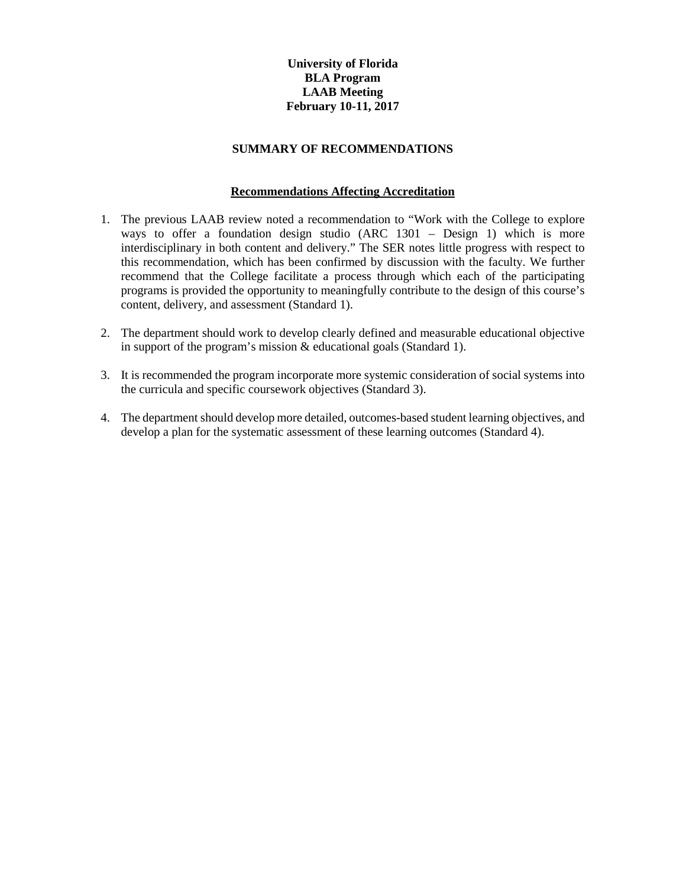**University of Florida**
**BLA Program**
**LAAB Meeting**
**February 10-11, 2017**

## SUMMARY OF RECOMMENDATIONS

### Recommendations Affecting Accreditation

1. The previous LAAB review noted a recommendation to "Work with the College to explore ways to offer a foundation design studio (ARC 1301 – Design 1) which is more interdisciplinary in both content and delivery." The SER notes little progress with respect to this recommendation, which has been confirmed by discussion with the faculty. We further recommend that the College facilitate a process through which each of the participating programs is provided the opportunity to meaningfully contribute to the design of this course's content, delivery, and assessment (Standard 1).

2. The department should work to develop clearly defined and measurable educational objective in support of the program's mission & educational goals (Standard 1).

3. It is recommended the program incorporate more systemic consideration of social systems into the curricula and specific coursework objectives (Standard 3).

4. The department should develop more detailed, outcomes-based student learning objectives, and develop a plan for the systematic assessment of these learning outcomes (Standard 4).